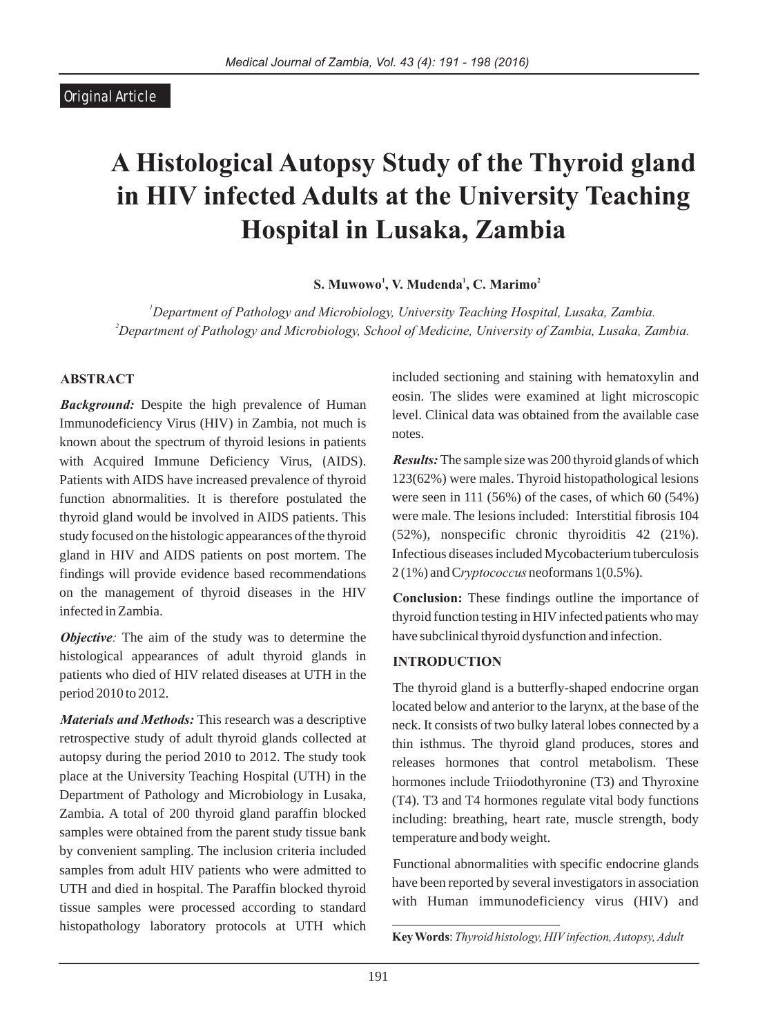Original Article

# A Histological Autopsy Study of the Thyroid gland in HIV infected Adults at the University Teaching Hospital in Lusaka, Zambia

**S. Muwowo[1], V. Mudenda[1], C. Marimo[2]**

*[1]Department of Pathology and Microbiology, University Teaching Hospital, Lusaka, Zambia.*
*[2]Department of Pathology and Microbiology, School of Medicine, University of Zambia, Lusaka, Zambia.*

## ABSTRACT

***Background:*** Despite the high prevalence of Human Immunodeficiency Virus (HIV) in Zambia, not much is known about the spectrum of thyroid lesions in patients with Acquired Immune Deficiency Virus, (AIDS). Patients with AIDS have increased prevalence of thyroid function abnormalities. It is therefore postulated the thyroid gland would be involved in AIDS patients. This study focused on the histologic appearances of the thyroid gland in HIV and AIDS patients on post mortem. The findings will provide evidence based recommendations on the management of thyroid diseases in the HIV infected in Zambia.

***Objective:*** The aim of the study was to determine the histological appearances of adult thyroid glands in patients who died of HIV related diseases at UTH in the period 2010 to 2012.

***Materials and Methods:*** This research was a descriptive retrospective study of adult thyroid glands collected at autopsy during the period 2010 to 2012. The study took place at the University Teaching Hospital (UTH) in the Department of Pathology and Microbiology in Lusaka, Zambia. A total of 200 thyroid gland paraffin blocked samples were obtained from the parent study tissue bank by convenient sampling. The inclusion criteria included samples from adult HIV patients who were admitted to UTH and died in hospital. The Paraffin blocked thyroid tissue samples were processed according to standard histopathology laboratory protocols at UTH which included sectioning and staining with hematoxylin and eosin. The slides were examined at light microscopic level. Clinical data was obtained from the available case notes.

***Results:*** The sample size was 200 thyroid glands of which 123(62%) were males. Thyroid histopathological lesions were seen in 111 (56%) of the cases, of which 60 (54%) were male. The lesions included: Interstitial fibrosis 104 (52%), nonspecific chronic thyroiditis 42 (21%). Infectious diseases included Mycobacterium tuberculosis 2 (1%) and C*ryptococcus* neoformans 1(0.5%).

**Conclusion:** These findings outline the importance of thyroid function testing in HIV infected patients who may have subclinical thyroid dysfunction and infection.

## INTRODUCTION

The thyroid gland is a butterfly-shaped endocrine organ located below and anterior to the larynx, at the base of the neck. It consists of two bulky lateral lobes connected by a thin isthmus. The thyroid gland produces, stores and releases hormones that control metabolism. These hormones include Triiodothyronine (T3) and Thyroxine (T4). T3 and T4 hormones regulate vital body functions including: breathing, heart rate, muscle strength, body temperature and body weight.

Functional abnormalities with specific endocrine glands have been reported by several investigators in association with Human immunodeficiency virus (HIV) and

**Key Words**: *Thyroid histology, HIV infection, Autopsy, Adult*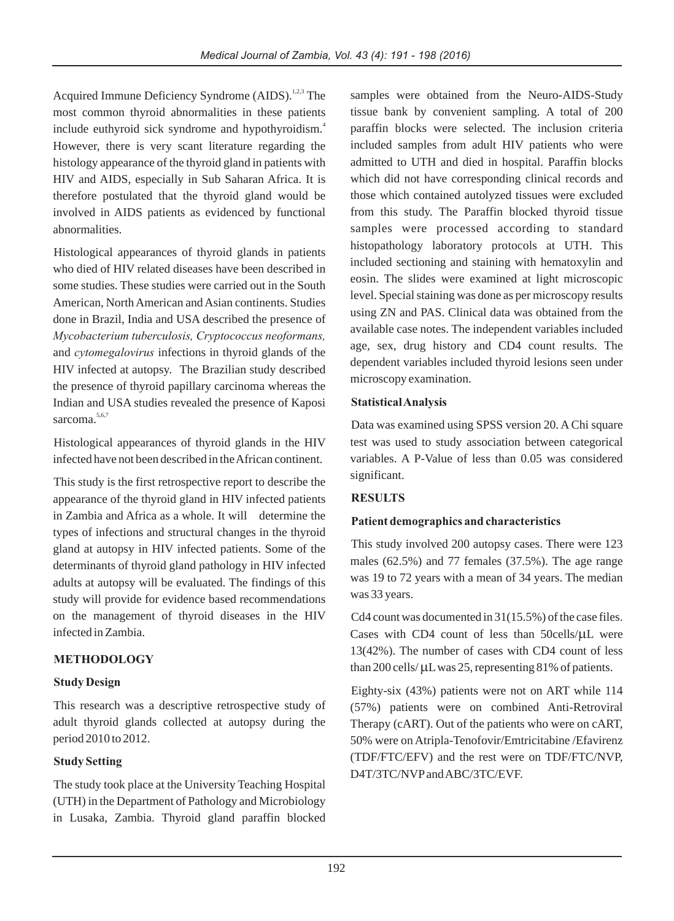Acquired Immune Deficiency Syndrome (AIDS).[1,2,3] The most common thyroid abnormalities in these patients include euthyroid sick syndrome and hypothyroidism.[4] However, there is very scant literature regarding the histology appearance of the thyroid gland in patients with HIV and AIDS, especially in Sub Saharan Africa. It is therefore postulated that the thyroid gland would be involved in AIDS patients as evidenced by functional abnormalities.

Histological appearances of thyroid glands in patients who died of HIV related diseases have been described in some studies. These studies were carried out in the South American, North American and Asian continents. Studies done in Brazil, India and USA described the presence of *Mycobacterium tuberculosis, Cryptococcus neoformans,* and *cytomegalovirus* infections in thyroid glands of the HIV infected at autopsy. The Brazilian study described the presence of thyroid papillary carcinoma whereas the Indian and USA studies revealed the presence of Kaposi sarcoma.[5,6,7]

Histological appearances of thyroid glands in the HIV infected have not been described in the African continent.

This study is the first retrospective report to describe the appearance of the thyroid gland in HIV infected patients in Zambia and Africa as a whole. It will determine the types of infections and structural changes in the thyroid gland at autopsy in HIV infected patients. Some of the determinants of thyroid gland pathology in HIV infected adults at autopsy will be evaluated. The findings of this study will provide for evidence based recommendations on the management of thyroid diseases in the HIV infected in Zambia.

## METHODOLOGY

### Study Design

This research was a descriptive retrospective study of adult thyroid glands collected at autopsy during the period 2010 to 2012.

### Study Setting

The study took place at the University Teaching Hospital (UTH) in the Department of Pathology and Microbiology in Lusaka, Zambia. Thyroid gland paraffin blocked samples were obtained from the Neuro-AIDS-Study tissue bank by convenient sampling. A total of 200 paraffin blocks were selected. The inclusion criteria included samples from adult HIV patients who were admitted to UTH and died in hospital. Paraffin blocks which did not have corresponding clinical records and those which contained autolyzed tissues were excluded from this study. The Paraffin blocked thyroid tissue samples were processed according to standard histopathology laboratory protocols at UTH. This included sectioning and staining with hematoxylin and eosin. The slides were examined at light microscopic level. Special staining was done as per microscopy results using ZN and PAS. Clinical data was obtained from the available case notes. The independent variables included age, sex, drug history and CD4 count results. The dependent variables included thyroid lesions seen under microscopy examination.

### Statistical Analysis

Data was examined using SPSS version 20. A Chi square test was used to study association between categorical variables. A P-Value of less than 0.05 was considered significant.

## RESULTS

### Patient demographics and characteristics

This study involved 200 autopsy cases. There were 123 males (62.5%) and 77 females (37.5%). The age range was 19 to 72 years with a mean of 34 years. The median was 33 years.

Cd4 count was documented in 31(15.5%) of the case files. Cases with CD4 count of less than 50cells/μL were 13(42%). The number of cases with CD4 count of less than 200 cells/ μL was 25, representing 81% of patients.

Eighty-six (43%) patients were not on ART while 114 (57%) patients were on combined Anti-Retroviral Therapy (cART). Out of the patients who were on cART, 50% were on Atripla-Tenofovir/Emtricitabine /Efavirenz (TDF/FTC/EFV) and the rest were on TDF/FTC/NVP, D4T/3TC/NVP and ABC/3TC/EVF.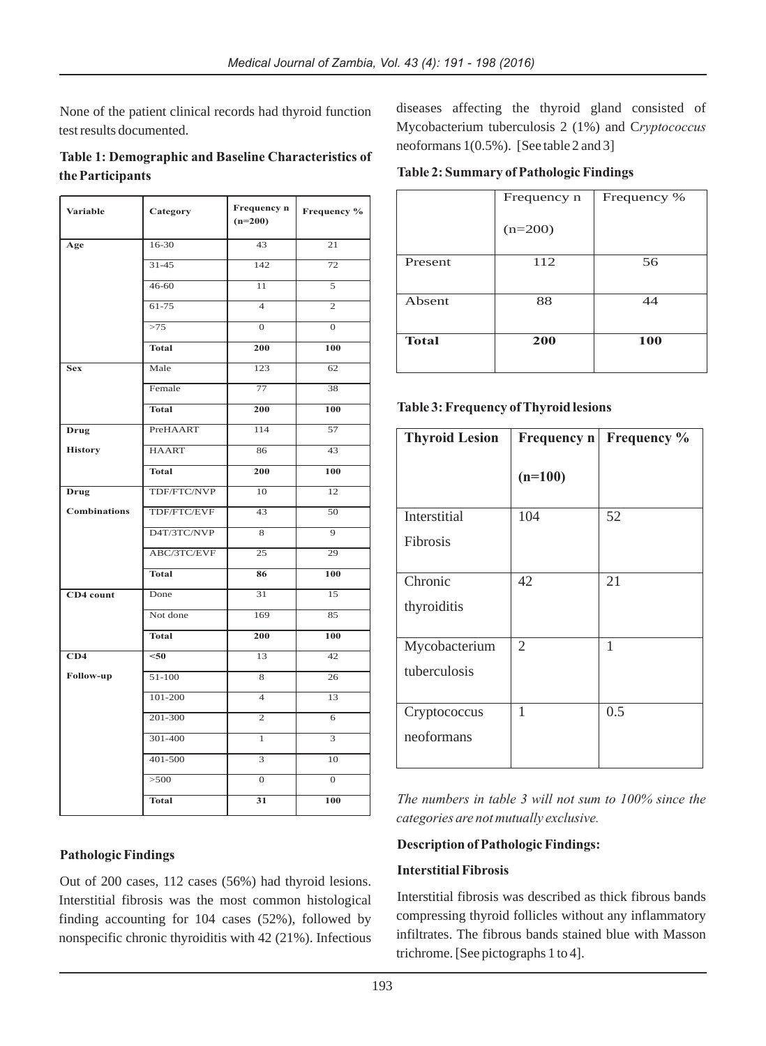None of the patient clinical records had thyroid function test results documented.

**Table 1: Demographic and Baseline Characteristics of the Participants**

| Variable | Category | Frequency n (n=200) | Frequency % |
|---|---|---|---|
| **Age** | 16-30 | 43 | 21 |
| | 31-45 | 142 | 72 |
| | 46-60 | 11 | 5 |
| | 61-75 | 4 | 2 |
| | >75 | 0 | 0 |
| | **Total** | **200** | **100** |
| **Sex** | Male | 123 | 62 |
| | Female | 77 | 38 |
| | **Total** | **200** | **100** |
| **Drug History** | PreHAART | 114 | 57 |
| | HAART | 86 | 43 |
| | **Total** | **200** | **100** |
| **Drug Combinations** | TDF/FTC/NVP | 10 | 12 |
| | TDF/FTC/EVF | 43 | 50 |
| | D4T/3TC/NVP | 8 | 9 |
| | ABC/3TC/EVF | 25 | 29 |
| | **Total** | **86** | **100** |
| **CD4 count** | Done | 31 | 15 |
| | Not done | 169 | 85 |
| | **Total** | **200** | **100** |
| **CD4 Follow-up** | **<50** | 13 | 42 |
| | 51-100 | 8 | 26 |
| | 101-200 | 4 | 13 |
| | 201-300 | 2 | 6 |
| | 301-400 | 1 | 3 |
| | 401-500 | 3 | 10 |
| | >500 | 0 | 0 |
| | **Total** | **31** | **100** |

## Pathologic Findings

Out of 200 cases, 112 cases (56%) had thyroid lesions. Interstitial fibrosis was the most common histological finding accounting for 104 cases (52%), followed by nonspecific chronic thyroiditis with 42 (21%). Infectious diseases affecting the thyroid gland consisted of Mycobacterium tuberculosis 2 (1%) and C*ryptococcus* neoformans 1(0.5%). [See table 2 and 3]

**Table 2: Summary of Pathologic Findings**

| | Frequency n (n=200) | Frequency % |
|---|---|---|
| Present | 112 | 56 |
| Absent | 88 | 44 |
| **Total** | **200** | **100** |

**Table 3: Frequency of Thyroid lesions**

| Thyroid Lesion | Frequency n (n=100) | Frequency % |
|---|---|---|
| Interstitial Fibrosis | 104 | 52 |
| Chronic thyroiditis | 42 | 21 |
| Mycobacterium tuberculosis | 2 | 1 |
| Cryptococcus neoformans | 1 | 0.5 |

*The numbers in table 3 will not sum to 100% since the categories are not mutually exclusive.*

### Description of Pathologic Findings:

### Interstitial Fibrosis

Interstitial fibrosis was described as thick fibrous bands compressing thyroid follicles without any inflammatory infiltrates. The fibrous bands stained blue with Masson trichrome. [See pictographs 1 to 4].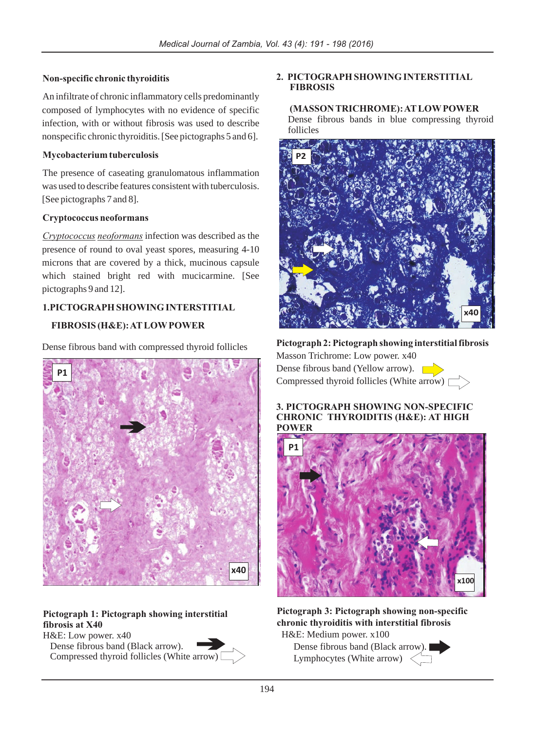### Non-specific chronic thyroiditis

An infiltrate of chronic inflammatory cells predominantly composed of lymphocytes with no evidence of specific infection, with or without fibrosis was used to describe nonspecific chronic thyroiditis. [See pictographs 5 and 6].

### Mycobacterium tuberculosis

The presence of caseating granulomatous inflammation was used to describe features consistent with tuberculosis. [See pictographs 7 and 8].

### Cryptococcus neoformans

*Cryptococcus neoformans* infection was described as the presence of round to oval yeast spores, measuring 4-10 microns that are covered by a thick, mucinous capsule which stained bright red with mucicarmine. [See pictographs 9 and 12].

### 1. PICTOGRAPH SHOWING INTERSTITIAL FIBROSIS (H&E): AT LOW POWER

Dense fibrous band with compressed thyroid follicles

P1

x40

**Pictograph 1: Pictograph showing interstitial fibrosis at X40**

H&E: Low power. x40

Dense fibrous band (Black arrow).

Compressed thyroid follicles (White arrow)

### 2. PICTOGRAPH SHOWING INTERSTITIAL FIBROSIS (MASSON TRICHROME): AT LOW POWER

Dense fibrous bands in blue compressing thyroid follicles

P2

x40

**Pictograph 2: Pictograph showing interstitial fibrosis**

Masson Trichrome: Low power. x40

Dense fibrous band (Yellow arrow).

Compressed thyroid follicles (White arrow)

### 3. PICTOGRAPH SHOWING NON-SPECIFIC CHRONIC THYROIDITIS (H&E): AT HIGH POWER

P1

x100

**Pictograph 3: Pictograph showing non-specific chronic thyroiditis with interstitial fibrosis**

H&E: Medium power. x100

Dense fibrous band (Black arrow).

Lymphocytes (White arrow)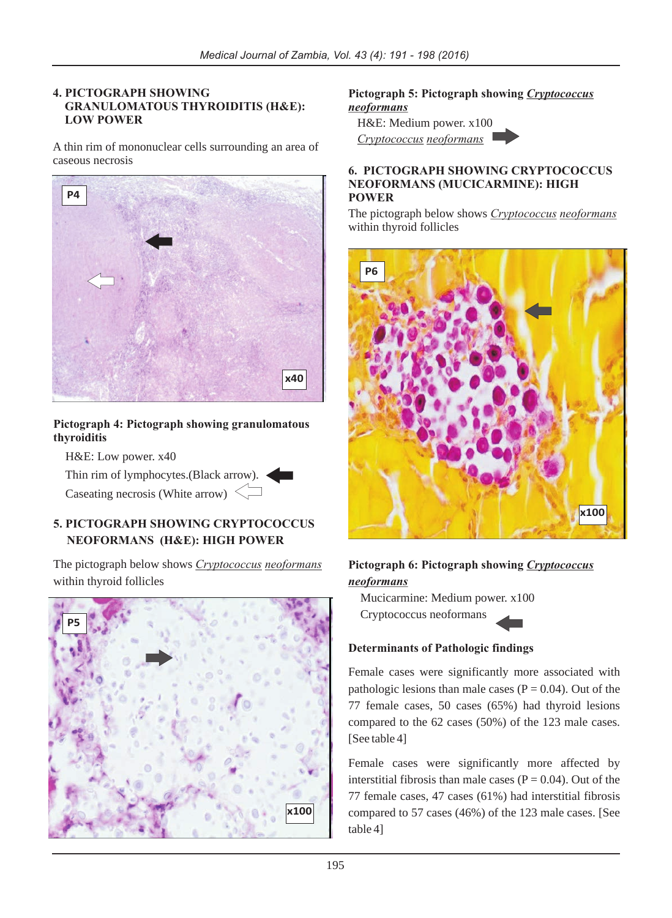### 4. PICTOGRAPH SHOWING GRANULOMATOUS THYROIDITIS (H&E): LOW POWER

A thin rim of mononuclear cells surrounding an area of caseous necrosis

P4

x40

**Pictograph 4: Pictograph showing granulomatous thyroiditis**

H&E: Low power. x40

Thin rim of lymphocytes.(Black arrow).

Caseating necrosis (White arrow)

### 5. PICTOGRAPH SHOWING CRYPTOCOCCUS NEOFORMANS (H&E): HIGH POWER

The pictograph below shows *Cryptococcus neoformans* within thyroid follicles

P5

x100

**Pictograph 5: Pictograph showing *Cryptococcus neoformans***

H&E: Medium power. x100

*Cryptococcus neoformans*

### 6. PICTOGRAPH SHOWING CRYPTOCOCCUS NEOFORMANS (MUCICARMINE): HIGH POWER

The pictograph below shows *Cryptococcus neoformans* within thyroid follicles

P6

x100

**Pictograph 6: Pictograph showing *Cryptococcus neoformans***

Mucicarmine: Medium power. x100

Cryptococcus neoformans

**Determinants of Pathologic findings**

Female cases were significantly more associated with pathologic lesions than male cases ($P = 0.04$). Out of the 77 female cases, 50 cases (65%) had thyroid lesions compared to the 62 cases (50%) of the 123 male cases. [See table 4]

Female cases were significantly more affected by interstitial fibrosis than male cases ($P = 0.04$). Out of the 77 female cases, 47 cases (61%) had interstitial fibrosis compared to 57 cases (46%) of the 123 male cases. [See table 4]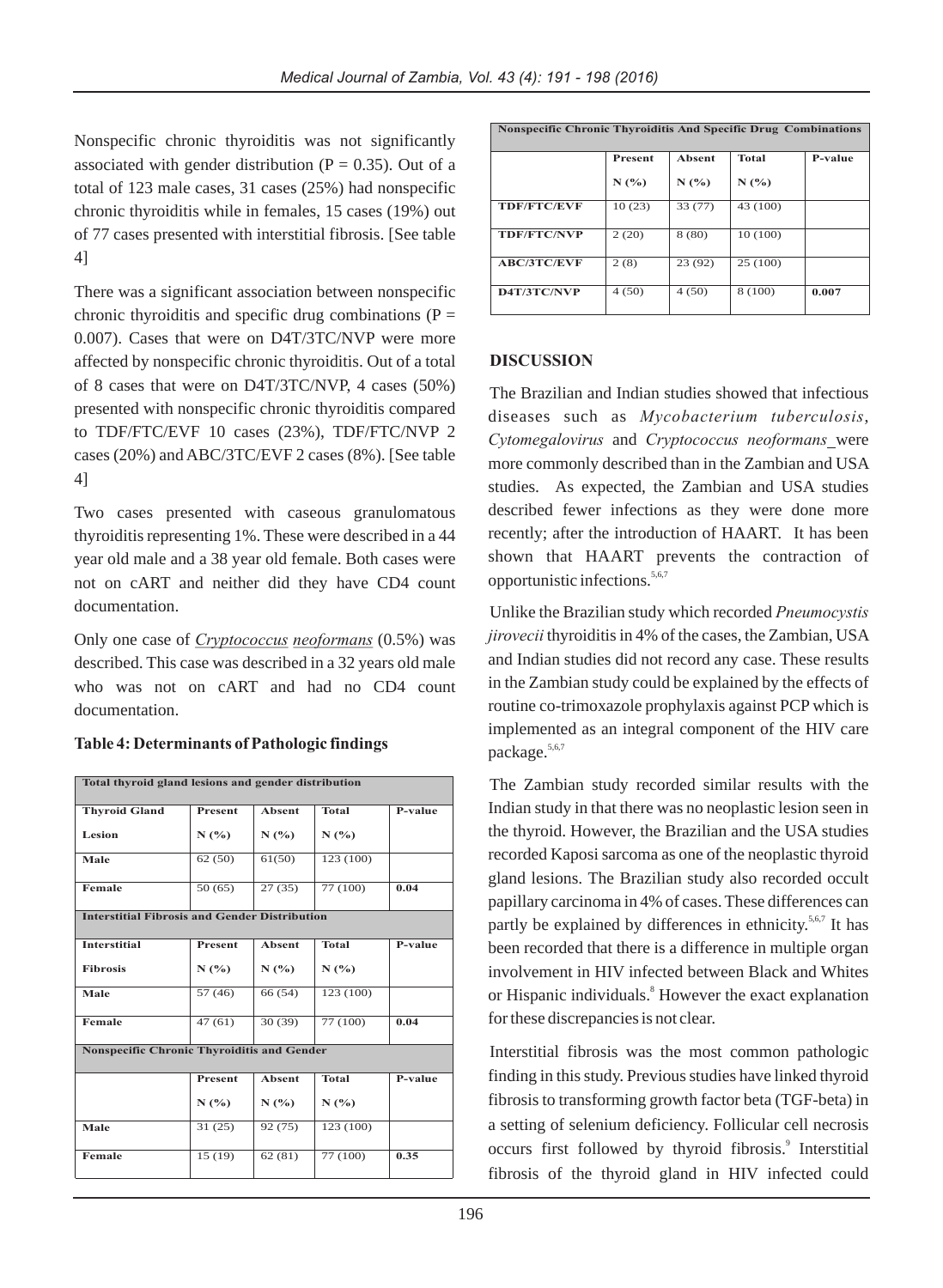Nonspecific chronic thyroiditis was not significantly associated with gender distribution (P = 0.35). Out of a total of 123 male cases, 31 cases (25%) had nonspecific chronic thyroiditis while in females, 15 cases (19%) out of 77 cases presented with interstitial fibrosis. [See table 4]

There was a significant association between nonspecific chronic thyroiditis and specific drug combinations (P = 0.007). Cases that were on D4T/3TC/NVP were more affected by nonspecific chronic thyroiditis. Out of a total of 8 cases that were on D4T/3TC/NVP, 4 cases (50%) presented with nonspecific chronic thyroiditis compared to TDF/FTC/EVF 10 cases (23%), TDF/FTC/NVP 2 cases (20%) and ABC/3TC/EVF 2 cases (8%). [See table 4]

Two cases presented with caseous granulomatous thyroiditis representing 1%. These were described in a 44 year old male and a 38 year old female. Both cases were not on cART and neither did they have CD4 count documentation.

Only one case of *Cryptococcus neoformans* (0.5%) was described. This case was described in a 32 years old male who was not on cART and had no CD4 count documentation.

**Table 4: Determinants of Pathologic findings**

| Total thyroid gland lesions and gender distribution | | | | |
|---|---|---|---|---|
| **Thyroid Gland Lesion** | **Present N (%)** | **Absent N (%)** | **Total N (%)** | **P-value** |
| **Male** | 62 (50) | 61(50) | 123 (100) | |
| **Female** | 50 (65) | 27 (35) | 77 (100) | **0.04** |
| **Interstitial Fibrosis and Gender Distribution** | | | | |
| **Interstitial Fibrosis** | **Present N (%)** | **Absent N (%)** | **Total N (%)** | **P-value** |
| **Male** | 57 (46) | 66 (54) | 123 (100) | |
| **Female** | 47 (61) | 30 (39) | 77 (100) | **0.04** |
| **Nonspecific Chronic Thyroiditis and Gender** | | | | |
| | **Present N (%)** | **Absent N (%)** | **Total N (%)** | **P-value** |
| **Male** | 31 (25) | 92 (75) | 123 (100) | |
| **Female** | 15 (19) | 62 (81) | 77 (100) | **0.35** |
| **Nonspecific Chronic Thyroiditis And Specific Drug Combinations** | | | | |
| | **Present N (%)** | **Absent N (%)** | **Total N (%)** | **P-value** |
| **TDF/FTC/EVF** | 10 (23) | 33 (77) | 43 (100) | |
| **TDF/FTC/NVP** | 2 (20) | 8 (80) | 10 (100) | |
| **ABC/3TC/EVF** | 2 (8) | 23 (92) | 25 (100) | |
| **D4T/3TC/NVP** | 4 (50) | 4 (50) | 8 (100) | **0.007** |

## DISCUSSION

The Brazilian and Indian studies showed that infectious diseases such as *Mycobacterium tuberculosis*, *Cytomegalovirus* and *Cryptococcus neoformans* were more commonly described than in the Zambian and USA studies. As expected, the Zambian and USA studies described fewer infections as they were done more recently; after the introduction of HAART. It has been shown that HAART prevents the contraction of opportunistic infections.[5,6,7]

Unlike the Brazilian study which recorded *Pneumocystis jirovecii* thyroiditis in 4% of the cases, the Zambian, USA and Indian studies did not record any case. These results in the Zambian study could be explained by the effects of routine co-trimoxazole prophylaxis against PCP which is implemented as an integral component of the HIV care package.[5,6,7]

The Zambian study recorded similar results with the Indian study in that there was no neoplastic lesion seen in the thyroid. However, the Brazilian and the USA studies recorded Kaposi sarcoma as one of the neoplastic thyroid gland lesions. The Brazilian study also recorded occult papillary carcinoma in 4% of cases. These differences can partly be explained by differences in ethnicity.[5,6,7] It has been recorded that there is a difference in multiple organ involvement in HIV infected between Black and Whites or Hispanic individuals.[8] However the exact explanation for these discrepancies is not clear.

Interstitial fibrosis was the most common pathologic finding in this study. Previous studies have linked thyroid fibrosis to transforming growth factor beta (TGF-beta) in a setting of selenium deficiency. Follicular cell necrosis occurs first followed by thyroid fibrosis.[9] Interstitial fibrosis of the thyroid gland in HIV infected could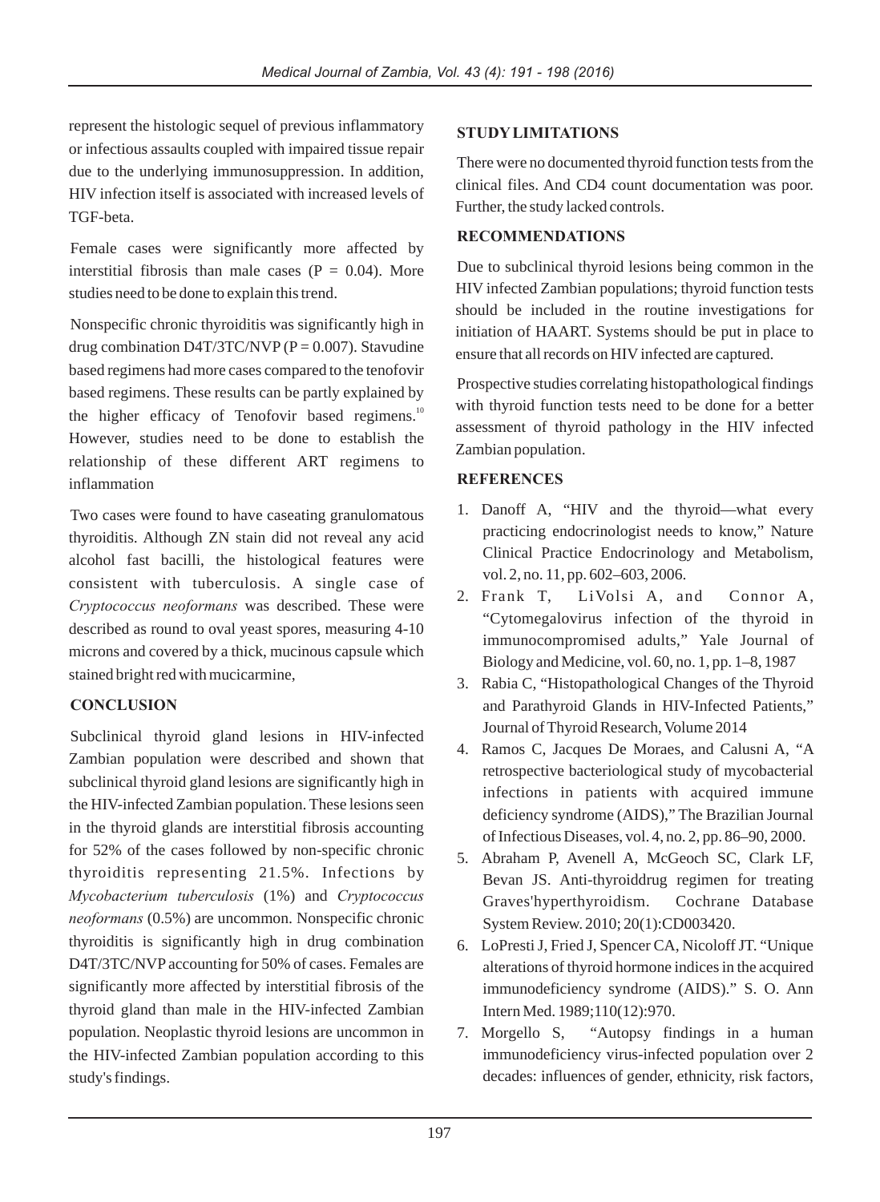represent the histologic sequel of previous inflammatory or infectious assaults coupled with impaired tissue repair due to the underlying immunosuppression. In addition, HIV infection itself is associated with increased levels of TGF-beta.

Female cases were significantly more affected by interstitial fibrosis than male cases ($P = 0.04$). More studies need to be done to explain this trend.

Nonspecific chronic thyroiditis was significantly high in drug combination D4T/3TC/NVP ($P = 0.007$). Stavudine based regimens had more cases compared to the tenofovir based regimens. These results can be partly explained by the higher efficacy of Tenofovir based regimens.[10] However, studies need to be done to establish the relationship of these different ART regimens to inflammation

Two cases were found to have caseating granulomatous thyroiditis. Although ZN stain did not reveal any acid alcohol fast bacilli, the histological features were consistent with tuberculosis. A single case of *Cryptococcus neoformans* was described. These were described as round to oval yeast spores, measuring 4-10 microns and covered by a thick, mucinous capsule which stained bright red with mucicarmine,

## CONCLUSION

Subclinical thyroid gland lesions in HIV-infected Zambian population were described and shown that subclinical thyroid gland lesions are significantly high in the HIV-infected Zambian population. These lesions seen in the thyroid glands are interstitial fibrosis accounting for 52% of the cases followed by non-specific chronic thyroiditis representing 21.5%. Infections by *Mycobacterium tuberculosis* (1%) and *Cryptococcus neoformans* (0.5%) are uncommon. Nonspecific chronic thyroiditis is significantly high in drug combination D4T/3TC/NVP accounting for 50% of cases. Females are significantly more affected by interstitial fibrosis of the thyroid gland than male in the HIV-infected Zambian population. Neoplastic thyroid lesions are uncommon in the HIV-infected Zambian population according to this study's findings.

## STUDY LIMITATIONS

There were no documented thyroid function tests from the clinical files. And CD4 count documentation was poor. Further, the study lacked controls.

## RECOMMENDATIONS

Due to subclinical thyroid lesions being common in the HIV infected Zambian populations; thyroid function tests should be included in the routine investigations for initiation of HAART. Systems should be put in place to ensure that all records on HIV infected are captured.

Prospective studies correlating histopathological findings with thyroid function tests need to be done for a better assessment of thyroid pathology in the HIV infected Zambian population.

## REFERENCES

1. Danoff A, "HIV and the thyroid—what every practicing endocrinologist needs to know," Nature Clinical Practice Endocrinology and Metabolism, vol. 2, no. 11, pp. 602–603, 2006.
2. Frank T, LiVolsi A, and Connor A, "Cytomegalovirus infection of the thyroid in immunocompromised adults," Yale Journal of Biology and Medicine, vol. 60, no. 1, pp. 1–8, 1987
3. Rabia C, "Histopathological Changes of the Thyroid and Parathyroid Glands in HIV-Infected Patients," Journal of Thyroid Research, Volume 2014
4. Ramos C, Jacques De Moraes, and Calusni A, "A retrospective bacteriological study of mycobacterial infections in patients with acquired immune deficiency syndrome (AIDS)," The Brazilian Journal of Infectious Diseases, vol. 4, no. 2, pp. 86–90, 2000.
5. Abraham P, Avenell A, McGeoch SC, Clark LF, Bevan JS. Anti-thyroiddrug regimen for treating Graves'hyperthyroidism. Cochrane Database System Review. 2010; 20(1):CD003420.
6. LoPresti J, Fried J, Spencer CA, Nicoloff JT. "Unique alterations of thyroid hormone indices in the acquired immunodeficiency syndrome (AIDS)." S. O. Ann Intern Med. 1989;110(12):970.
7. Morgello S, "Autopsy findings in a human immunodeficiency virus-infected population over 2 decades: influences of gender, ethnicity, risk factors,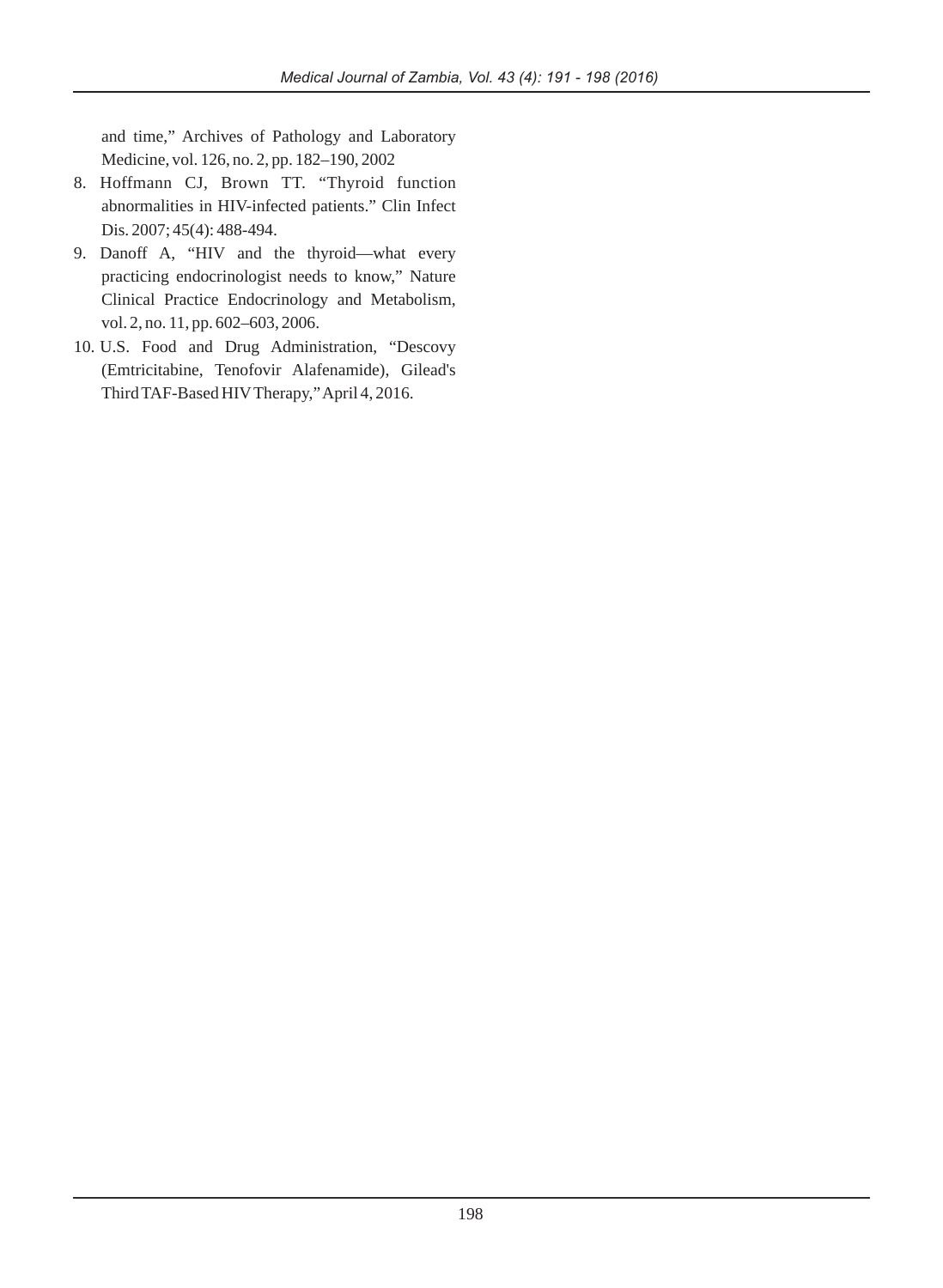and time," Archives of Pathology and Laboratory Medicine, vol. 126, no. 2, pp. 182–190, 2002

8. Hoffmann CJ, Brown TT. "Thyroid function abnormalities in HIV-infected patients." Clin Infect Dis. 2007; 45(4): 488-494.
9. Danoff A, "HIV and the thyroid—what every practicing endocrinologist needs to know," Nature Clinical Practice Endocrinology and Metabolism, vol. 2, no. 11, pp. 602–603, 2006.
10. U.S. Food and Drug Administration, "Descovy (Emtricitabine, Tenofovir Alafenamide), Gilead's Third TAF-Based HIV Therapy," April 4, 2016.